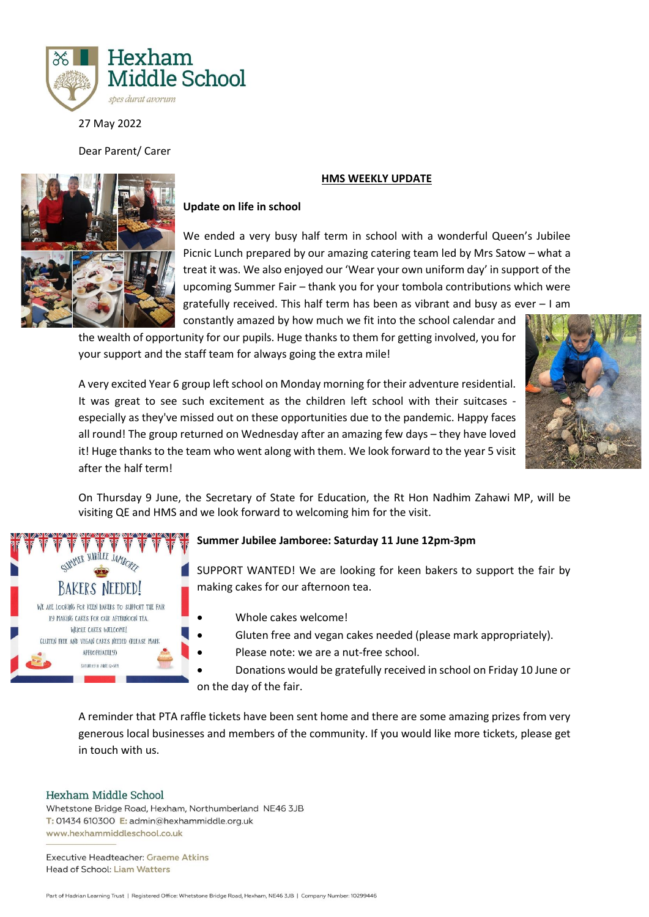27 May 2022

Dear Parent/ Carer

## HMS WEEKLY UPDATE

### Update on life in school

We ended a very busy half term in school with a wonderful Queen's Jubilee Picnic Lunch prepared by our amazing catering team led by Mrs Satow – what a treat it was. We also enjoyed our 'Wear your own uniform day' in support of the upcoming Summer Fair – thank you for your tombola contributions which were gratefully received. This half term has been as vibrant and busy as ever – I am constantly amazed by how much we fit into the school calendar and the wealth of opportunity for our pupils. Huge thanks to them for getting involved, you for your support and the staff team for always going the extra mile!

A very excited Year 6 group left school on Monday morning for their adventure residential. It was great to see such excitement as the children left school with their suitcases - especially as they've missed out on these opportunities due to the pandemic. Happy faces all round! The group returned on Wednesday after an amazing few days – they have loved it! Huge thanks to the team who went along with them. We look forward to the year 5 visit after the half term!

On Thursday 9 June, the Secretary of State for Education, the Rt Hon Nadhim Zahawi MP, will be visiting QE and HMS and we look forward to welcoming him for the visit.

### Summer Jubilee Jamboree: Saturday 11 June 12pm-3pm

SUPPORT WANTED! We are looking for keen bakers to support the fair by making cakes for our afternoon tea.

- Whole cakes welcome!
- Gluten free and vegan cakes needed (please mark appropriately).
- Please note: we are a nut-free school.
- Donations would be gratefully received in school on Friday 10 June or on the day of the fair.

A reminder that PTA raffle tickets have been sent home and there are some amazing prizes from very generous local businesses and members of the community. If you would like more tickets, please get in touch with us.

Hexham Middle School
Whetstone Bridge Road, Hexham, Northumberland NE46 3JB
T: 01434 610300 E: admin@hexhammiddle.org.uk
www.hexhammiddleschool.co.uk

Executive Headteacher: Graeme Atkins
Head of School: Liam Watters

Part of Hadrian Learning Trust | Registered Office: Whetstone Bridge Road, Hexham, NE46 3JB | Company Number: 10299446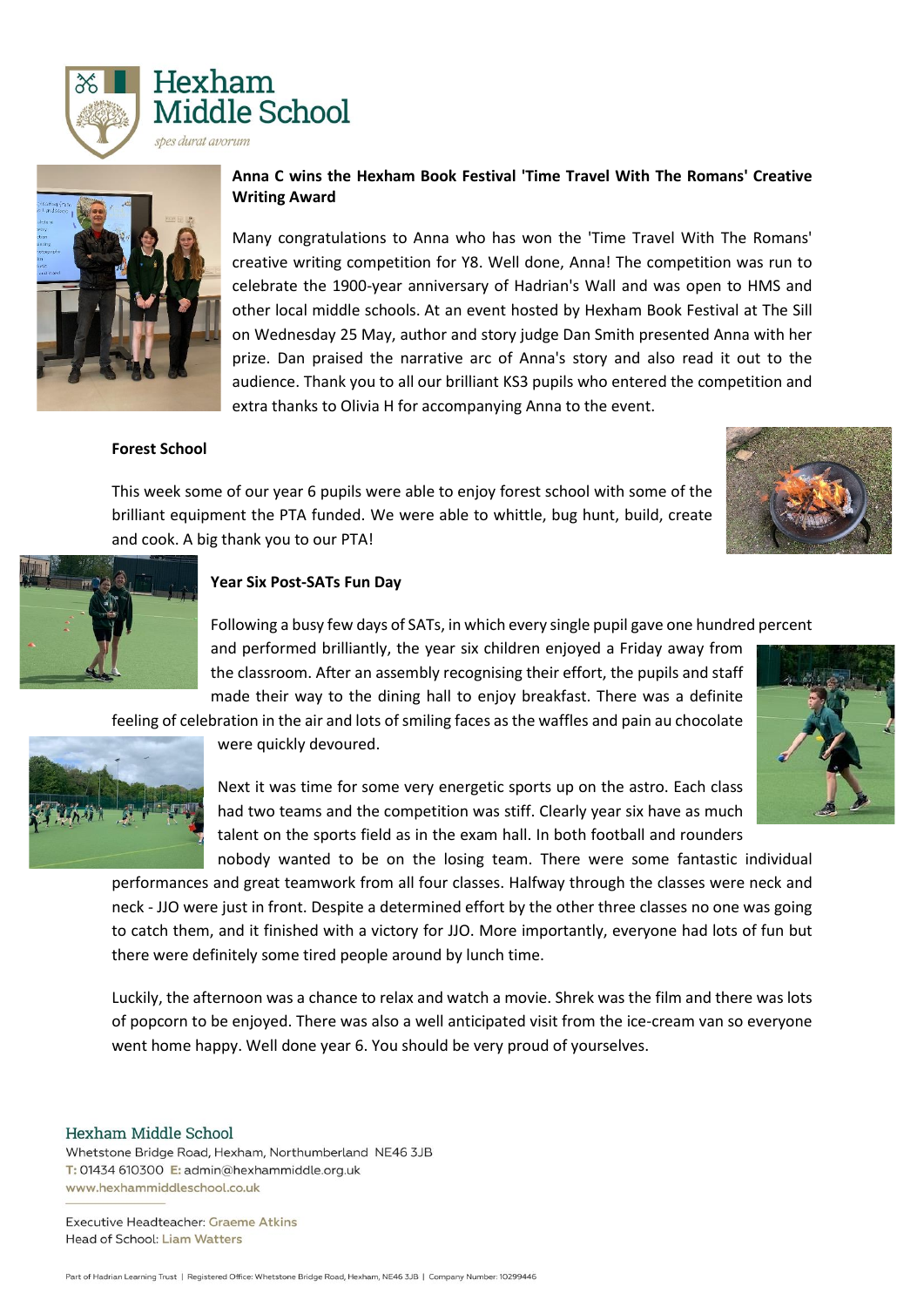Hexham Middle School

*spes durat avorum*

**Anna C wins the Hexham Book Festival 'Time Travel With The Romans' Creative Writing Award**

Many congratulations to Anna who has won the 'Time Travel With The Romans' creative writing competition for Y8. Well done, Anna! The competition was run to celebrate the 1900-year anniversary of Hadrian's Wall and was open to HMS and other local middle schools. At an event hosted by Hexham Book Festival at The Sill on Wednesday 25 May, author and story judge Dan Smith presented Anna with her prize. Dan praised the narrative arc of Anna's story and also read it out to the audience. Thank you to all our brilliant KS3 pupils who entered the competition and extra thanks to Olivia H for accompanying Anna to the event.

**Forest School**

This week some of our year 6 pupils were able to enjoy forest school with some of the brilliant equipment the PTA funded. We were able to whittle, bug hunt, build, create and cook. A big thank you to our PTA!

**Year Six Post-SATs Fun Day**

Following a busy few days of SATs, in which every single pupil gave one hundred percent and performed brilliantly, the year six children enjoyed a Friday away from the classroom. After an assembly recognising their effort, the pupils and staff made their way to the dining hall to enjoy breakfast. There was a definite feeling of celebration in the air and lots of smiling faces as the waffles and pain au chocolate were quickly devoured.

Next it was time for some very energetic sports up on the astro. Each class had two teams and the competition was stiff. Clearly year six have as much talent on the sports field as in the exam hall. In both football and rounders nobody wanted to be on the losing team. There were some fantastic individual performances and great teamwork from all four classes. Halfway through the classes were neck and neck - JJO were just in front. Despite a determined effort by the other three classes no one was going to catch them, and it finished with a victory for JJO. More importantly, everyone had lots of fun but there were definitely some tired people around by lunch time.

Luckily, the afternoon was a chance to relax and watch a movie. Shrek was the film and there was lots of popcorn to be enjoyed. There was also a well anticipated visit from the ice-cream van so everyone went home happy. Well done year 6. You should be very proud of yourselves.

Hexham Middle School
Whetstone Bridge Road, Hexham, Northumberland NE46 3JB
T: 01434 610300 E: admin@hexhammiddle.org.uk
www.hexhammiddleschool.co.uk

Executive Headteacher: Graeme Atkins
Head of School: Liam Watters

Part of Hadrian Learning Trust | Registered Office: Whetstone Bridge Road, Hexham, NE46 3JB | Company Number: 10299446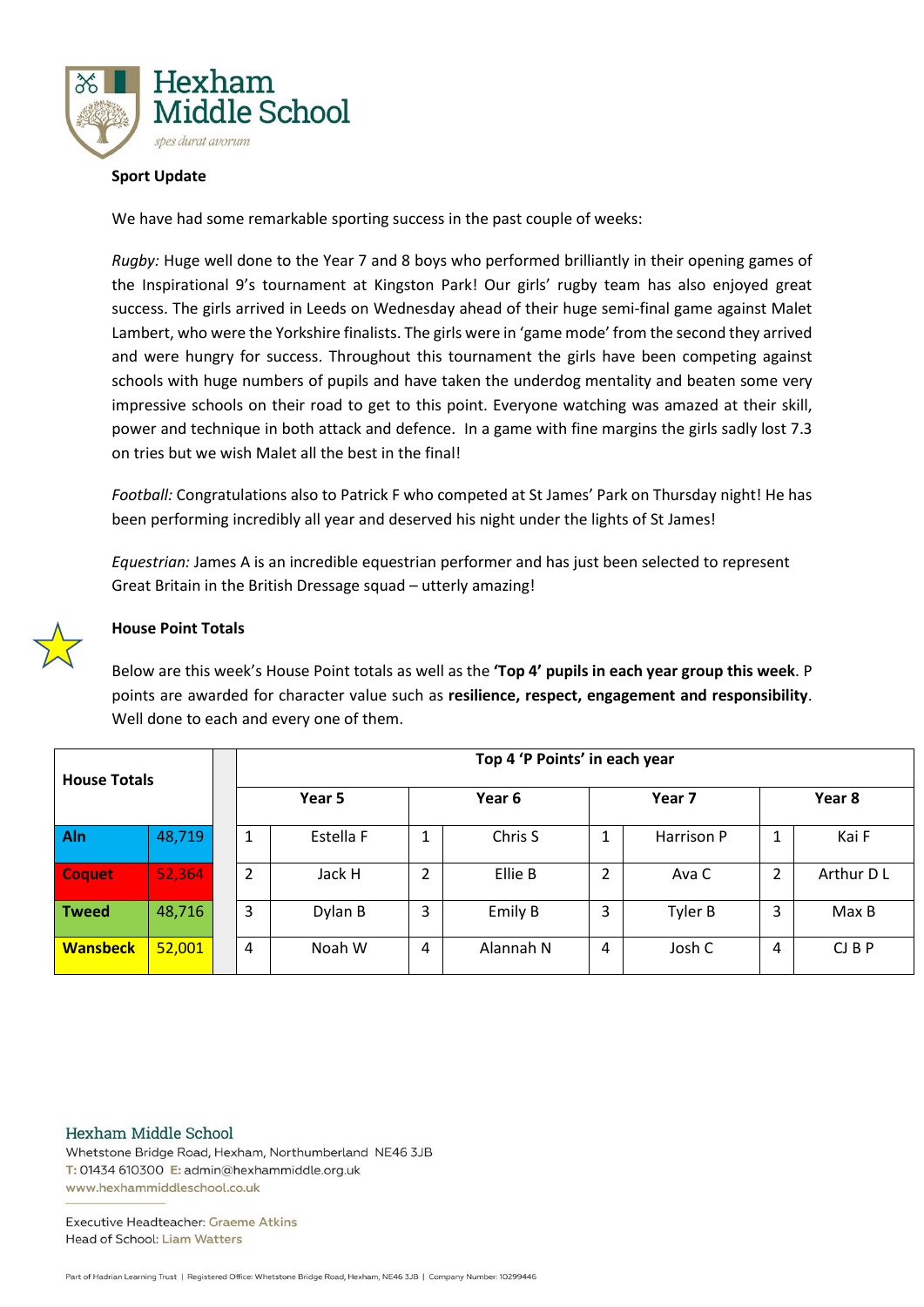Hexham Middle School

*spes durat avorum*

**Sport Update**

We have had some remarkable sporting success in the past couple of weeks:

*Rugby:* Huge well done to the Year 7 and 8 boys who performed brilliantly in their opening games of the Inspirational 9's tournament at Kingston Park! Our girls' rugby team has also enjoyed great success. The girls arrived in Leeds on Wednesday ahead of their huge semi-final game against Malet Lambert, who were the Yorkshire finalists. The girls were in 'game mode' from the second they arrived and were hungry for success. Throughout this tournament the girls have been competing against schools with huge numbers of pupils and have taken the underdog mentality and beaten some very impressive schools on their road to get to this point. Everyone watching was amazed at their skill, power and technique in both attack and defence. In a game with fine margins the girls sadly lost 7.3 on tries but we wish Malet all the best in the final!

*Football:* Congratulations also to Patrick F who competed at St James' Park on Thursday night! He has been performing incredibly all year and deserved his night under the lights of St James!

*Equestrian:* James A is an incredible equestrian performer and has just been selected to represent Great Britain in the British Dressage squad – utterly amazing!

**House Point Totals**

Below are this week's House Point totals as well as the **'Top 4' pupils in each year group this week**. P points are awarded for character value such as **resilience, respect, engagement and responsibility**. Well done to each and every one of them.

| House Totals | | Top 4 'P Points' in each year | | | | | | | |
|---|---|---|---|---|---|---|---|---|---|
| | | Year 5 | | Year 6 | | Year 7 | | Year 8 | |
| **Aln** | 48,719 | 1 | Estella F | 1 | Chris S | 1 | Harrison P | 1 | Kai F |
| **Coquet** | 52,364 | 2 | Jack H | 2 | Ellie B | 2 | Ava C | 2 | Arthur D L |
| **Tweed** | 48,716 | 3 | Dylan B | 3 | Emily B | 3 | Tyler B | 3 | Max B |
| **Wansbeck** | 52,001 | 4 | Noah W | 4 | Alannah N | 4 | Josh C | 4 | CJ B P |

Hexham Middle School
Whetstone Bridge Road, Hexham, Northumberland NE46 3JB
T: 01434 610300 E: admin@hexhammiddle.org.uk
www.hexhammiddleschool.co.uk

Executive Headteacher: Graeme Atkins
Head of School: Liam Watters

Part of Hadrian Learning Trust | Registered Office: Whetstone Bridge Road, Hexham, NE46 3JB | Company Number: 10299446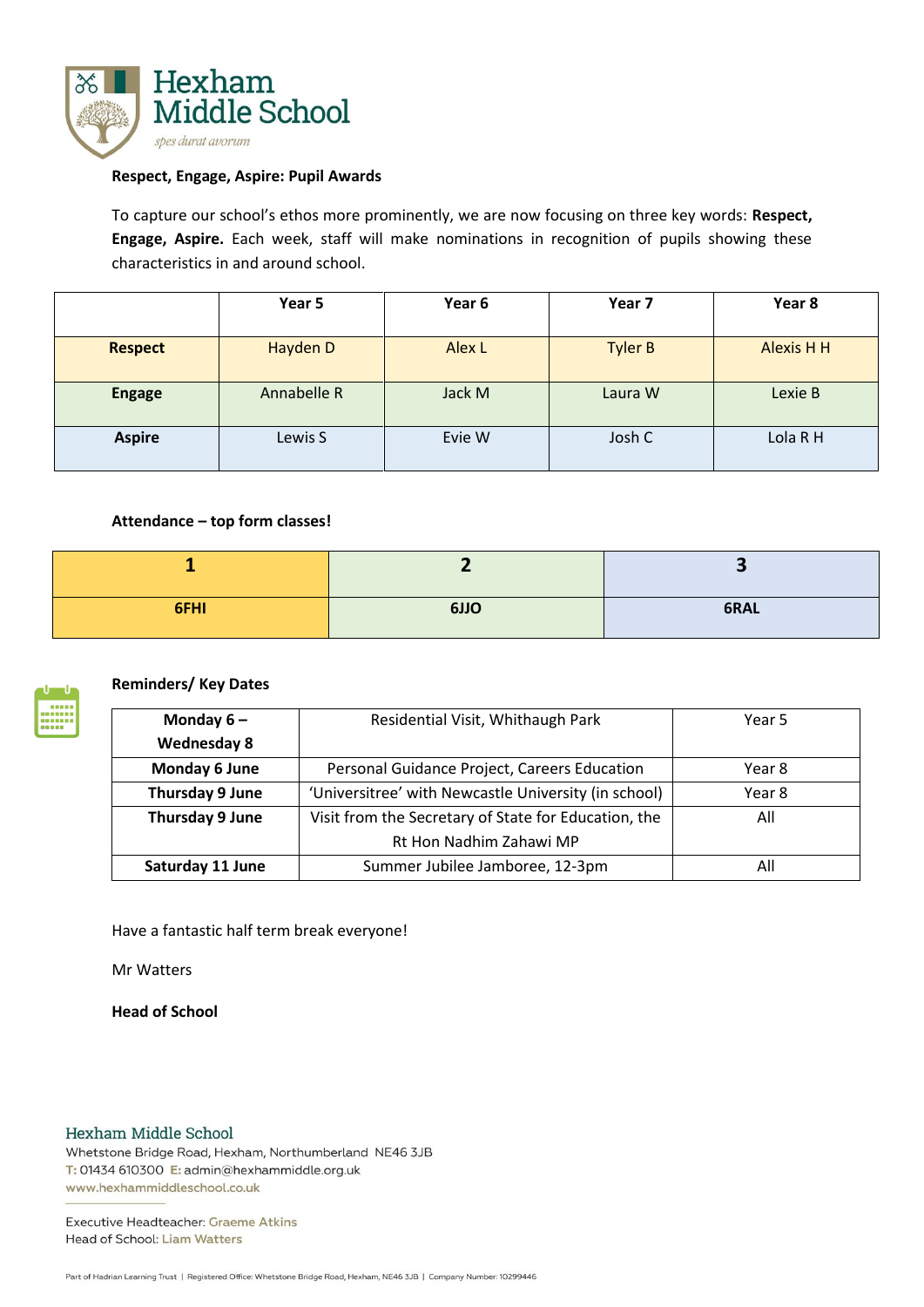**Respect, Engage, Aspire: Pupil Awards**

To capture our school's ethos more prominently, we are now focusing on three key words: **Respect, Engage, Aspire.** Each week, staff will make nominations in recognition of pupils showing these characteristics in and around school.

| | Year 5 | Year 6 | Year 7 | Year 8 |
|---|---|---|---|---|
| **Respect** | Hayden D | Alex L | Tyler B | Alexis H H |
| **Engage** | Annabelle R | Jack M | Laura W | Lexie B |
| **Aspire** | Lewis S | Evie W | Josh C | Lola R H |

**Attendance – top form classes!**

| 1 | 2 | 3 |
|---|---|---|
| **6FHI** | **6JJO** | **6RAL** |

**Reminders/ Key Dates**

| | | |
|---|---|---|
| **Monday 6 – Wednesday 8** | Residential Visit, Whithaugh Park | Year 5 |
| **Monday 6 June** | Personal Guidance Project, Careers Education | Year 8 |
| **Thursday 9 June** | 'Universitree' with Newcastle University (in school) | Year 8 |
| **Thursday 9 June** | Visit from the Secretary of State for Education, the Rt Hon Nadhim Zahawi MP | All |
| **Saturday 11 June** | Summer Jubilee Jamboree, 12-3pm | All |

Have a fantastic half term break everyone!

Mr Watters

**Head of School**

Hexham Middle School
Whetstone Bridge Road, Hexham, Northumberland NE46 3JB
T: 01434 610300 E: admin@hexhammiddle.org.uk
www.hexhammiddleschool.co.uk

Executive Headteacher: Graeme Atkins
Head of School: Liam Watters

Part of Hadrian Learning Trust | Registered Office: Whetstone Bridge Road, Hexham, NE46 3JB | Company Number: 10299446